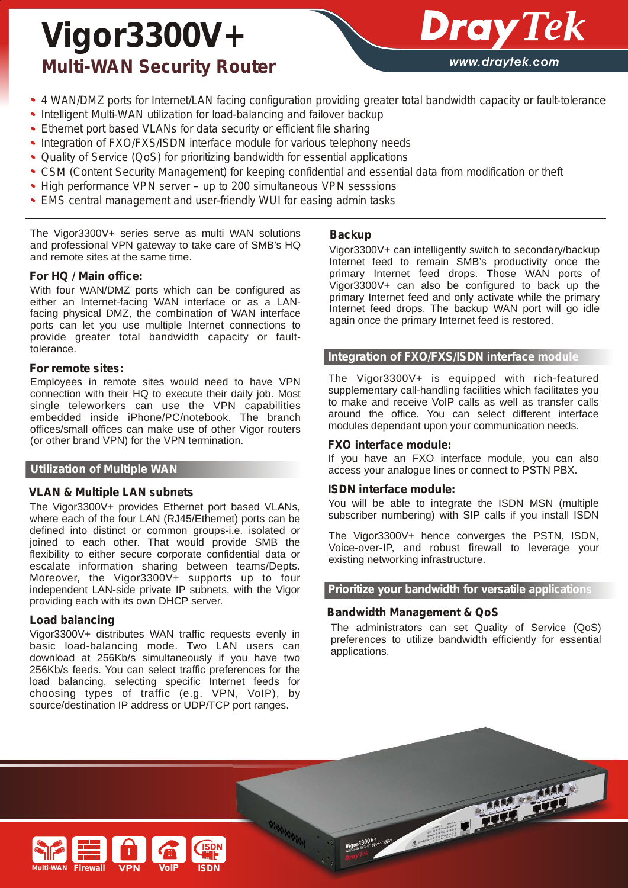# Vigor3300V+

## Multi-WAN Security Router

- 4 WAN/DMZ ports for Internet/LAN facing configuration providing greater total bandwidth capacity or fault-tolerance
- Intelligent Multi-WAN utilization for load-balancing and failover backup
- Ethernet port based VLANs for data security or efficient file sharing
- Integration of FXO/FXS/ISDN interface module for various telephony needs
- Quality of Service (QoS) for prioritizing bandwidth for essential applications
- CSM (Content Security Management) for keeping confidential and essential data from modification or theft
- High performance VPN server – up to 200 simultaneous VPN sesssions
- EMS central management and user-friendly WUI for easing admin tasks

The Vigor3300V+ series serve as multi WAN solutions and professional VPN gateway to take care of SMB's HQ and remote sites at the same time.

### For HQ / Main office:

With four WAN/DMZ ports which can be configured as either an Internet-facing WAN interface or as a LAN-facing physical DMZ, the combination of WAN interface ports can let you use multiple Internet connections to provide greater total bandwidth capacity or fault-tolerance.

### For remote sites:

Employees in remote sites would need to have VPN connection with their HQ to execute their daily job. Most single teleworkers can use the VPN capabilities embedded inside iPhone/PC/notebook. The branch offices/small offices can make use of other Vigor routers (or other brand VPN) for the VPN termination.

## Utilization of Multiple WAN

### VLAN & Multiple LAN subnets

The Vigor3300V+ provides Ethernet port based VLANs, where each of the four LAN (RJ45/Ethernet) ports can be defined into distinct or common groups-i.e. isolated or joined to each other. That would provide SMB the flexibility to either secure corporate confidential data or escalate information sharing between teams/Depts. Moreover, the Vigor3300V+ supports up to four independent LAN-side private IP subnets, with the Vigor providing each with its own DHCP server.

### Load balancing

Vigor3300V+ distributes WAN traffic requests evenly in basic load-balancing mode. Two LAN users can download at 256Kb/s simultaneously if you have two 256Kb/s feeds. You can select traffic preferences for the load balancing, selecting specific Internet feeds for choosing types of traffic (e.g. VPN, VoIP), by source/destination IP address or UDP/TCP port ranges.

### Backup

Vigor3300V+ can intelligently switch to secondary/backup Internet feed to remain SMB's productivity once the primary Internet feed drops. Those WAN ports of Vigor3300V+ can also be configured to back up the primary Internet feed and only activate while the primary Internet feed drops. The backup WAN port will go idle again once the primary Internet feed is restored.

## Integration of FXO/FXS/ISDN interface module

The Vigor3300V+ is equipped with rich-featured supplementary call-handling facilities which facilitates you to make and receive VoIP calls as well as transfer calls around the office. You can select different interface modules dependant upon your communication needs.

### FXO interface module:

If you have an FXO interface module, you can also access your analogue lines or connect to PSTN PBX.

### ISDN interface module:

You will be able to integrate the ISDN MSN (multiple subscriber numbering) with SIP calls if you install ISDN

The Vigor3300V+ hence converges the PSTN, ISDN, Voice-over-IP, and robust firewall to leverage your existing networking infrastructure.

## Prioritize your bandwidth for versatile applications

### Bandwidth Management & QoS

The administrators can set Quality of Service (QoS) preferences to utilize bandwidth efficiently for essential applications.

Multi-WAN Firewall VPN VoIP ISDN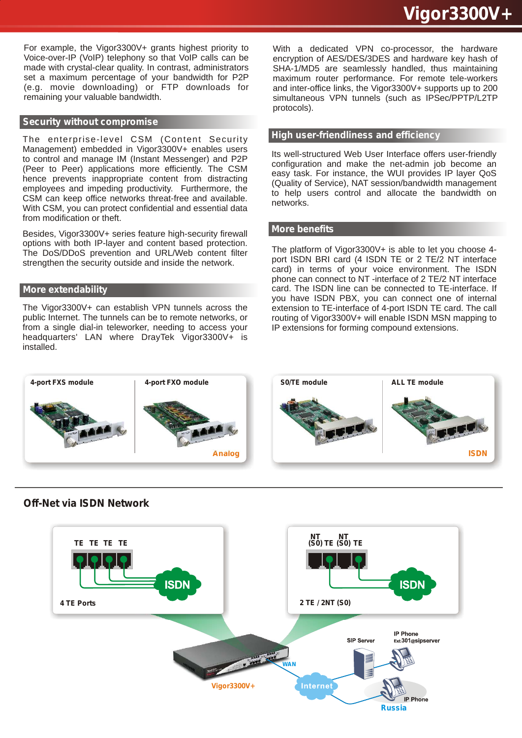For example, the Vigor3300V+ grants highest priority to Voice-over-IP (VoIP) telephony so that VoIP calls can be made with crystal-clear quality. In contrast, administrators set a maximum percentage of your bandwidth for P2P (e.g. movie downloading) or FTP downloads for remaining your valuable bandwidth.

## Security without compromise

The enterprise-level CSM (Content Security Management) embedded in Vigor3300V+ enables users to control and manage IM (Instant Messenger) and P2P (Peer to Peer) applications more efficiently. The CSM hence prevents inappropriate content from distracting employees and impeding productivity. Furthermore, the CSM can keep office networks threat-free and available. With CSM, you can protect confidential and essential data from modification or theft.

Besides, Vigor3300V+ series feature high-security firewall options with both IP-layer and content based protection. The DoS/DDoS prevention and URL/Web content filter strengthen the security outside and inside the network.

## More extendability

The Vigor3300V+ can establish VPN tunnels across the public Internet. The tunnels can be to remote networks, or from a single dial-in teleworker, needing to access your headquarters' LAN where DrayTek Vigor3300V+ is installed.

With a dedicated VPN co-processor, the hardware encryption of AES/DES/3DES and hardware key hash of SHA-1/MD5 are seamlessly handled, thus maintaining maximum router performance. For remote tele-workers and inter-office links, the Vigor3300V+ supports up to 200 simultaneous VPN tunnels (such as IPSec/PPTP/L2TP protocols).

## High user-friendliness and efficiency

Its well-structured Web User Interface offers user-friendly configuration and make the net-admin job become an easy task. For instance, the WUI provides IP layer QoS (Quality of Service), NAT session/bandwidth management to help users control and allocate the bandwidth on networks.

## More benefits

The platform of Vigor3300V+ is able to let you choose 4-port ISDN BRI card (4 ISDN TE or 2 TE/2 NT interface card) in terms of your voice environment. The ISDN phone can connect to NT -interface of 2 TE/2 NT interface card. The ISDN line can be connected to TE-interface. If you have ISDN PBX, you can connect one of internal extension to TE-interface of 4-port ISDN TE card. The call routing of Vigor3300V+ will enable ISDN MSN mapping to IP extensions for forming compound extensions.

**4-port FXS module** | **4-port FXO module** — Analog

**S0/TE module** | **ALL TE module** — ISDN

## Off-Net via ISDN Network

4 TE Ports — 2 TE / 2NT (S0)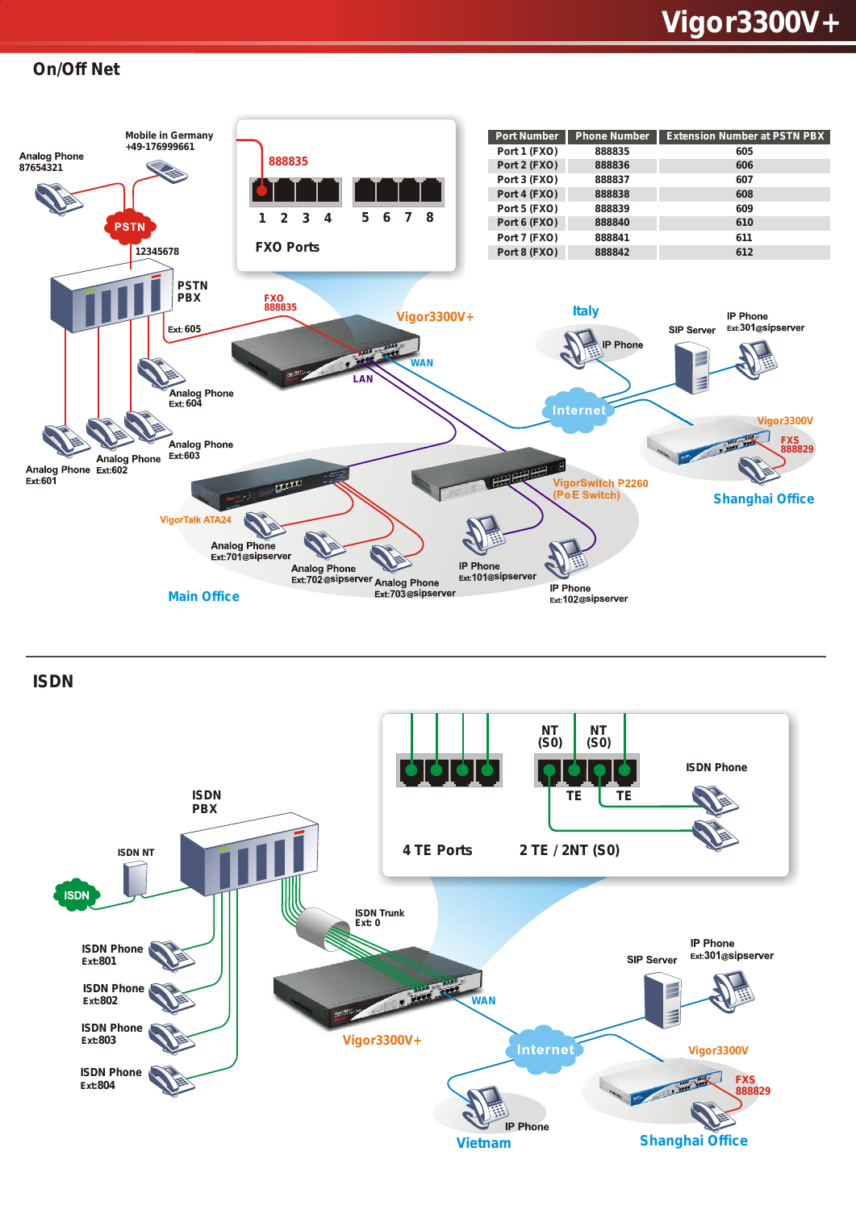## On/Off Net

| Port Number | Phone Number | Extension Number at PSTN PBX |
|---|---|---|
| Port 1 (FXO) | 888835 | 605 |
| Port 2 (FXO) | 888836 | 606 |
| Port 3 (FXO) | 888837 | 607 |
| Port 4 (FXO) | 888838 | 608 |
| Port 5 (FXO) | 888839 | 609 |
| Port 6 (FXO) | 888840 | 610 |
| Port 7 (FXO) | 888841 | 611 |
| Port 8 (FXO) | 888842 | 612 |

Analog Phone 87654321
Mobile in Germany +49-176999661
PSTN
12345678
PSTN PBX
Ext: 605
888835
1 2 3 4 5 6 7 8
FXO Ports
FXO 888835
Vigor3300V+
WAN
LAN
Italy
IP Phone
SIP Server
IP Phone Ext:301@sipserver
Internet
Vigor3300V
FXS 888829
Shanghai Office
Analog Phone Ext: 604
Analog Phone Ext:603
Analog Phone Ext:602
Analog Phone Ext:601
VigorSwitch P2260 (PoE Switch)
VigorTalk ATA24
Analog Phone Ext:701@sipserver
Analog Phone Ext:702@sipserver
Analog Phone Ext:703@sipserver
IP Phone Ext:101@sipserver
IP Phone Ext:102@sipserver
Main Office

## ISDN

NT (S0) NT (S0)
TE TE
ISDN Phone
4 TE Ports
2 TE / 2NT (S0)
ISDN PBX
ISDN NT
ISDN
ISDN Trunk Ext: 0
ISDN Phone Ext:801
ISDN Phone Ext:802
ISDN Phone Ext:803
ISDN Phone Ext:804
WAN
Vigor3300V+
Internet
SIP Server
IP Phone Ext:301@sipserver
Vigor3300V
FXS 888829
IP Phone
Vietnam
Shanghai Office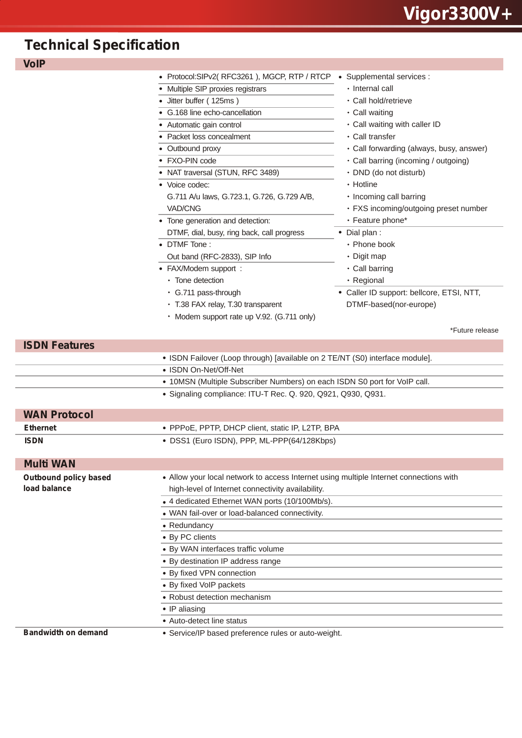## Technical Specification

### VoIP

- Protocol:SIPv2( RFC3261 ), MGCP, RTP / RTCP
- Multiple SIP proxies registrars
- Jitter buffer ( 125ms )
- G.168 line echo-cancellation
- Automatic gain control
- Packet loss concealment
- Outbound proxy
- FXO-PIN code
- NAT traversal (STUN, RFC 3489)
- Voice codec:
  G.711 A/u laws, G.723.1, G.726, G.729 A/B, VAD/CNG
- Tone generation and detection:
  DTMF, dial, busy, ring back, call progress
- DTMF Tone :
  Out band (RFC-2833), SIP Info
- FAX/Modem support :
  - Tone detection
  - G.711 pass-through
  - T.38 FAX relay, T.30 transparent
  - Modem support rate up V.92. (G.711 only)
- Supplemental services :
  - Internal call
  - Call hold/retrieve
  - Call waiting
  - Call waiting with caller ID
  - Call transfer
  - Call forwarding (always, busy, answer)
  - Call barring (incoming / outgoing)
  - DND (do not disturb)
  - Hotline
  - Incoming call barring
  - FXS incoming/outgoing preset number
  - Feature phone*
- Dial plan :
  - Phone book
  - Digit map
  - Call barring
  - Regional
- Caller ID support: bellcore, ETSI, NTT, DTMF-based(nor-europe)

*Future release

### ISDN Features

- ISDN Failover (Loop through) [available on 2 TE/NT (S0) interface module].
- ISDN On-Net/Off-Net
- 10MSN (Multiple Subscriber Numbers) on each ISDN S0 port for VoIP call.
- Signaling compliance: ITU-T Rec. Q. 920, Q921, Q930, Q931.

### WAN Protocol

**Ethernet**
- PPPoE, PPTP, DHCP client, static IP, L2TP, BPA

**ISDN**
- DSS1 (Euro ISDN), PPP, ML-PPP(64/128Kbps)

### Multi WAN

**Outbound policy based load balance**
- Allow your local network to access Internet using multiple Internet connections with high-level of Internet connectivity availability.
- 4 dedicated Ethernet WAN ports (10/100Mb/s).
- WAN fail-over or load-balanced connectivity.
- Redundancy
- By PC clients
- By WAN interfaces traffic volume
- By destination IP address range
- By fixed VPN connection
- By fixed VoIP packets
- Robust detection mechanism
- IP aliasing
- Auto-detect line status

**Bandwidth on demand**
- Service/IP based preference rules or auto-weight.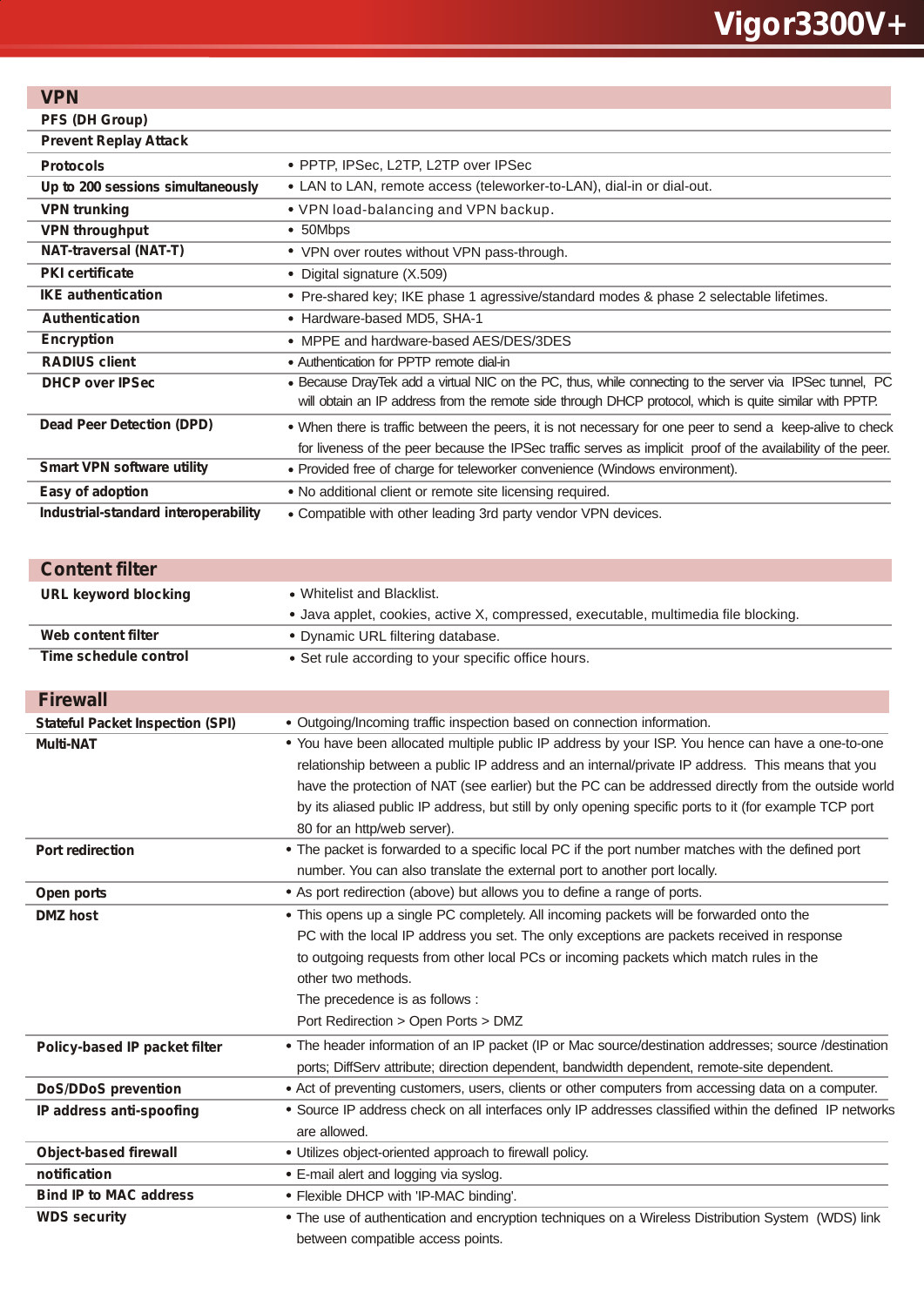## VPN

| | |
|---|---|
| **PFS (DH Group)** | |
| **Prevent Replay Attack** | |
| **Protocols** | • PPTP, IPSec, L2TP, L2TP over IPSec |
| **Up to 200 sessions simultaneously** | • LAN to LAN, remote access (teleworker-to-LAN), dial-in or dial-out. |
| **VPN trunking** | • VPN load-balancing and VPN backup. |
| **VPN throughput** | • 50Mbps |
| **NAT-traversal (NAT-T)** | • VPN over routes without VPN pass-through. |
| **PKI certificate** | • Digital signature (X.509) |
| **IKE authentication** | • Pre-shared key; IKE phase 1 agressive/standard modes & phase 2 selectable lifetimes. |
| **Authentication** | • Hardware-based MD5, SHA-1 |
| **Encryption** | • MPPE and hardware-based AES/DES/3DES |
| **RADIUS client** | • Authentication for PPTP remote dial-in |
| **DHCP over IPSec** | • Because DrayTek add a virtual NIC on the PC, thus, while connecting to the server via IPSec tunnel, PC will obtain an IP address from the remote side through DHCP protocol, which is quite similar with PPTP. |
| **Dead Peer Detection (DPD)** | • When there is traffic between the peers, it is not necessary for one peer to send a keep-alive to check for liveness of the peer because the IPSec traffic serves as implicit proof of the availability of the peer. |
| **Smart VPN software utility** | • Provided free of charge for teleworker convenience (Windows environment). |
| **Easy of adoption** | • No additional client or remote site licensing required. |
| **Industrial-standard interoperability** | • Compatible with other leading 3rd party vendor VPN devices. |

## Content filter

| | |
|---|---|
| **URL keyword blocking** | • Whitelist and Blacklist.<br>• Java applet, cookies, active X, compressed, executable, multimedia file blocking. |
| **Web content filter** | • Dynamic URL filtering database. |
| **Time schedule control** | • Set rule according to your specific office hours. |

## Firewall

| | |
|---|---|
| **Stateful Packet Inspection (SPI)** | • Outgoing/Incoming traffic inspection based on connection information. |
| **Multi-NAT** | • You have been allocated multiple public IP address by your ISP. You hence can have a one-to-one relationship between a public IP address and an internal/private IP address. This means that you have the protection of NAT (see earlier) but the PC can be addressed directly from the outside world by its aliased public IP address, but still by only opening specific ports to it (for example TCP port 80 for an http/web server). |
| **Port redirection** | • The packet is forwarded to a specific local PC if the port number matches with the defined port number. You can also translate the external port to another port locally. |
| **Open ports** | • As port redirection (above) but allows you to define a range of ports. |
| **DMZ host** | • This opens up a single PC completely. All incoming packets will be forwarded onto the PC with the local IP address you set. The only exceptions are packets received in response to outgoing requests from other local PCs or incoming packets which match rules in the other two methods.<br>The precedence is as follows :<br>Port Redirection > Open Ports > DMZ |
| **Policy-based IP packet filter** | • The header information of an IP packet (IP or Mac source/destination addresses; source /destination ports; DiffServ attribute; direction dependent, bandwidth dependent, remote-site dependent. |
| **DoS/DDoS prevention** | • Act of preventing customers, users, clients or other computers from accessing data on a computer. |
| **IP address anti-spoofing** | • Source IP address check on all interfaces only IP addresses classified within the defined IP networks are allowed. |
| **Object-based firewall** | • Utilizes object-oriented approach to firewall policy. |
| **notification** | • E-mail alert and logging via syslog. |
| **Bind IP to MAC address** | • Flexible DHCP with 'IP-MAC binding'. |
| **WDS security** | • The use of authentication and encryption techniques on a Wireless Distribution System (WDS) link between compatible access points. |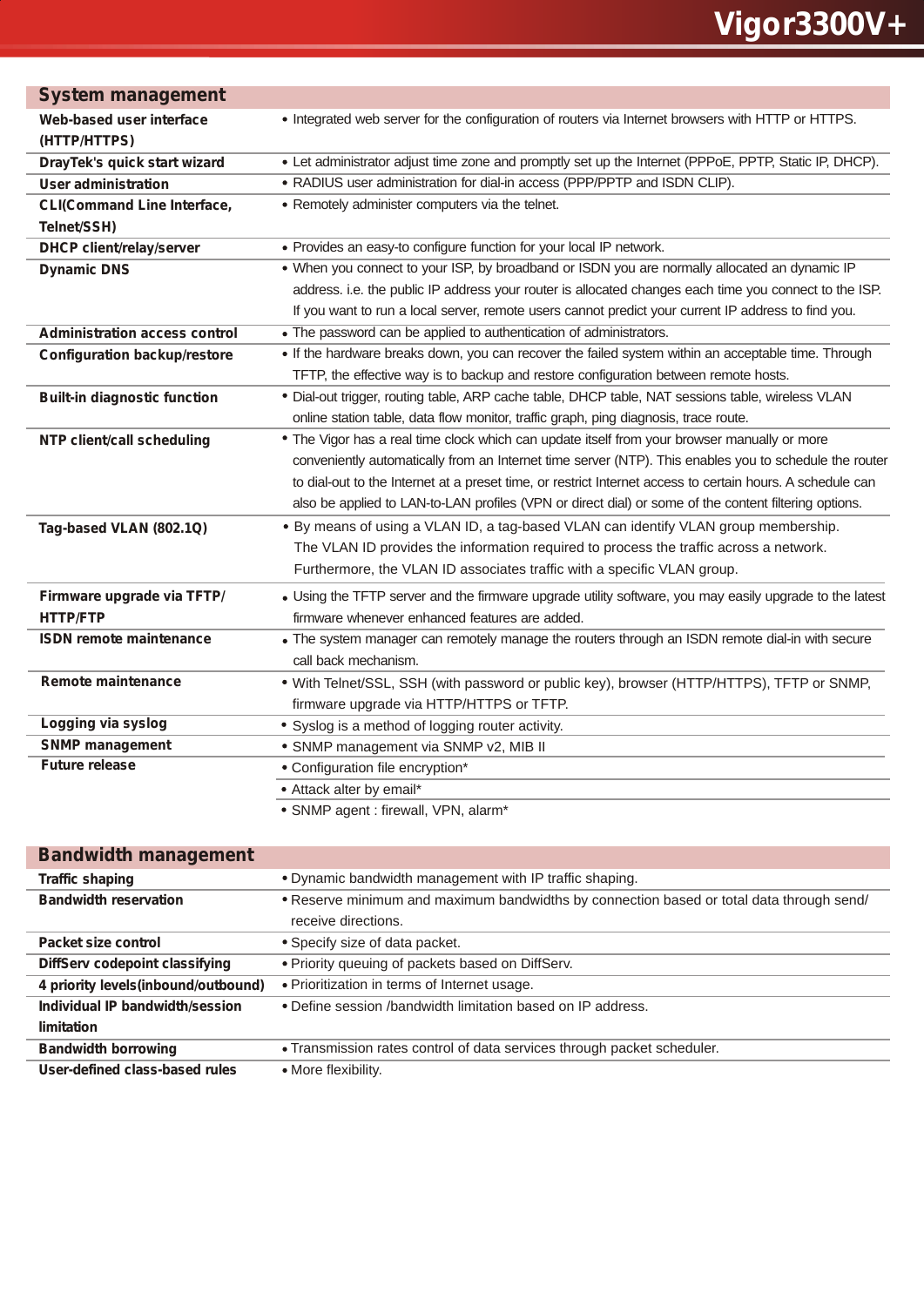## System management

| Feature | Description |
|---|---|
| **Web-based user interface (HTTP/HTTPS)** | • Integrated web server for the configuration of routers via Internet browsers with HTTP or HTTPS. |
| **DrayTek's quick start wizard** | • Let administrator adjust time zone and promptly set up the Internet (PPPoE, PPTP, Static IP, DHCP). |
| **User administration** | • RADIUS user administration for dial-in access (PPP/PPTP and ISDN CLIP). |
| **CLI(Command Line Interface, Telnet/SSH)** | • Remotely administer computers via the telnet. |
| **DHCP client/relay/server** | • Provides an easy-to configure function for your local IP network. |
| **Dynamic DNS** | • When you connect to your ISP, by broadband or ISDN you are normally allocated an dynamic IP address. i.e. the public IP address your router is allocated changes each time you connect to the ISP. If you want to run a local server, remote users cannot predict your current IP address to find you. |
| **Administration access control** | • The password can be applied to authentication of administrators. |
| **Configuration backup/restore** | • If the hardware breaks down, you can recover the failed system within an acceptable time. Through TFTP, the effective way is to backup and restore configuration between remote hosts. |
| **Built-in diagnostic function** | • Dial-out trigger, routing table, ARP cache table, DHCP table, NAT sessions table, wireless VLAN online station table, data flow monitor, traffic graph, ping diagnosis, trace route. |
| **NTP client/call scheduling** | • The Vigor has a real time clock which can update itself from your browser manually or more conveniently automatically from an Internet time server (NTP). This enables you to schedule the router to dial-out to the Internet at a preset time, or restrict Internet access to certain hours. A schedule can also be applied to LAN-to-LAN profiles (VPN or direct dial) or some of the content filtering options. |
| **Tag-based VLAN (802.1Q)** | • By means of using a VLAN ID, a tag-based VLAN can identify VLAN group membership. The VLAN ID provides the information required to process the traffic across a network. Furthermore, the VLAN ID associates traffic with a specific VLAN group. |
| **Firmware upgrade via TFTP/ HTTP/FTP** | • Using the TFTP server and the firmware upgrade utility software, you may easily upgrade to the latest firmware whenever enhanced features are added. |
| **ISDN remote maintenance** | • The system manager can remotely manage the routers through an ISDN remote dial-in with secure call back mechanism. |
| **Remote maintenance** | • With Telnet/SSL, SSH (with password or public key), browser (HTTP/HTTPS), TFTP or SNMP, firmware upgrade via HTTP/HTTPS or TFTP. |
| **Logging via syslog** | • Syslog is a method of logging router activity. |
| **SNMP management** | • SNMP management via SNMP v2, MIB II |
| **Future release** | • Configuration file encryption* |
| | • Attack alter by email* |
| | • SNMP agent : firewall, VPN, alarm* |

## Bandwidth management

| Feature | Description |
|---|---|
| **Traffic shaping** | • Dynamic bandwidth management with IP traffic shaping. |
| **Bandwidth reservation** | • Reserve minimum and maximum bandwidths by connection based or total data through send/ receive directions. |
| **Packet size control** | • Specify size of data packet. |
| **DiffServ codepoint classifying** | • Priority queuing of packets based on DiffServ. |
| **4 priority levels(inbound/outbound)** | • Prioritization in terms of Internet usage. |
| **Individual IP bandwidth/session limitation** | • Define session /bandwidth limitation based on IP address. |
| **Bandwidth borrowing** | • Transmission rates control of data services through packet scheduler. |
| **User-defined class-based rules** | • More flexibility. |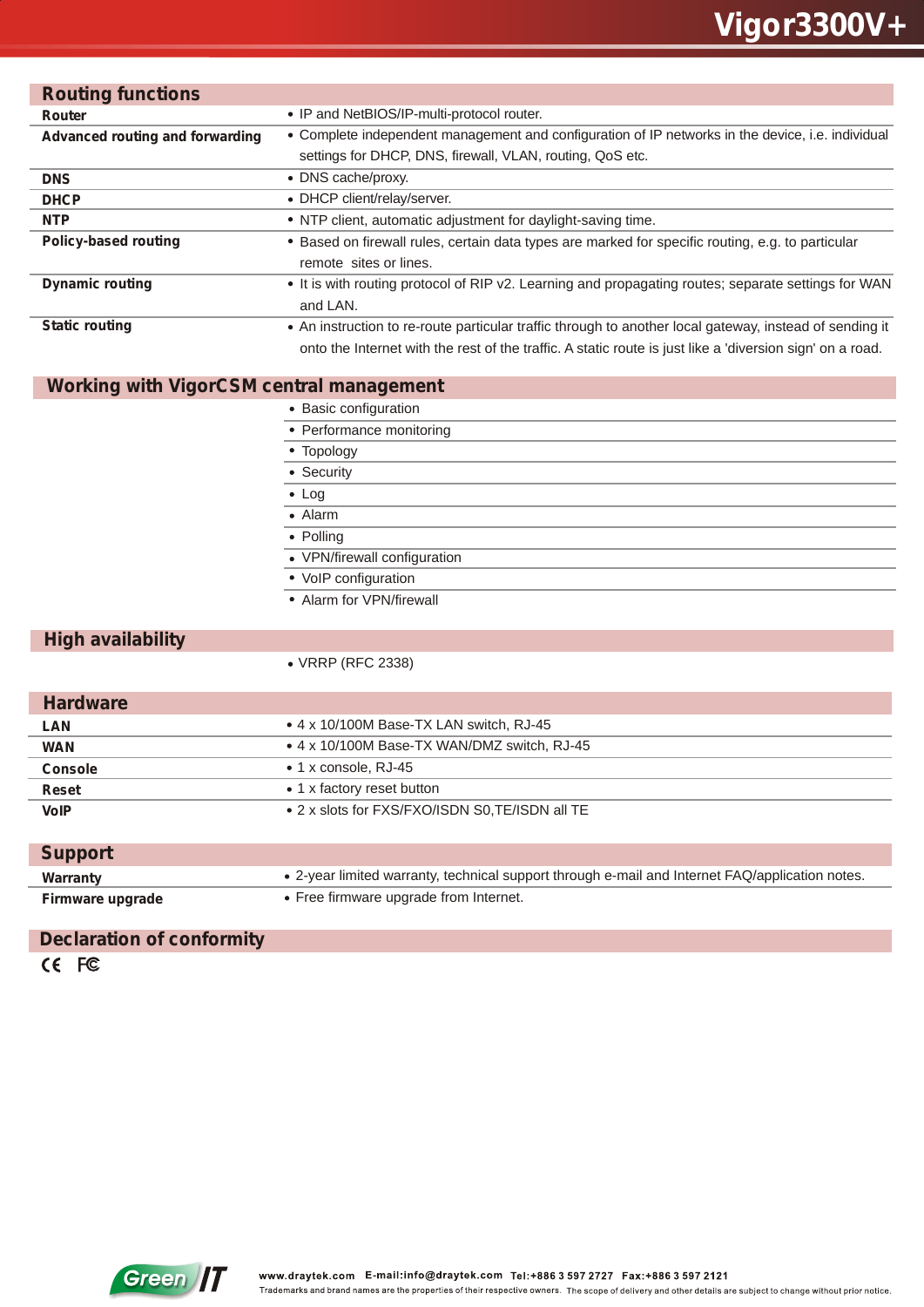# Vigor3300V+

## Routing functions

| | |
|---|---|
| **Router** | • IP and NetBIOS/IP-multi-protocol router. |
| **Advanced routing and forwarding** | • Complete independent management and configuration of IP networks in the device, i.e. individual settings for DHCP, DNS, firewall, VLAN, routing, QoS etc. |
| **DNS** | • DNS cache/proxy. |
| **DHCP** | • DHCP client/relay/server. |
| **NTP** | • NTP client, automatic adjustment for daylight-saving time. |
| **Policy-based routing** | • Based on firewall rules, certain data types are marked for specific routing, e.g. to particular remote sites or lines. |
| **Dynamic routing** | • It is with routing protocol of RIP v2. Learning and propagating routes; separate settings for WAN and LAN. |
| **Static routing** | • An instruction to re-route particular traffic through to another local gateway, instead of sending it onto the Internet with the rest of the traffic. A static route is just like a 'diversion sign' on a road. |

## Working with VigorCSM central management

- Basic configuration
- Performance monitoring
- Topology
- Security
- Log
- Alarm
- Polling
- VPN/firewall configuration
- VoIP configuration
- Alarm for VPN/firewall

## High availability

- VRRP (RFC 2338)

## Hardware

| | |
|---|---|
| **LAN** | • 4 x 10/100M Base-TX LAN switch, RJ-45 |
| **WAN** | • 4 x 10/100M Base-TX WAN/DMZ switch, RJ-45 |
| **Console** | • 1 x console, RJ-45 |
| **Reset** | • 1 x factory reset button |
| **VoIP** | • 2 x slots for FXS/FXO/ISDN S0,TE/ISDN all TE |

## Support

| | |
|---|---|
| **Warranty** | • 2-year limited warranty, technical support through e-mail and Internet FAQ/application notes. |
| **Firmware upgrade** | • Free firmware upgrade from Internet. |

## Declaration of conformity

CE FC

Green IT

www.draytek.com E-mail:info@draytek.com Tel:+886 3 597 2727 Fax:+886 3 597 2121

Trademarks and brand names are the properties of their respective owners. The scope of delivery and other details are subject to change without prior notice.